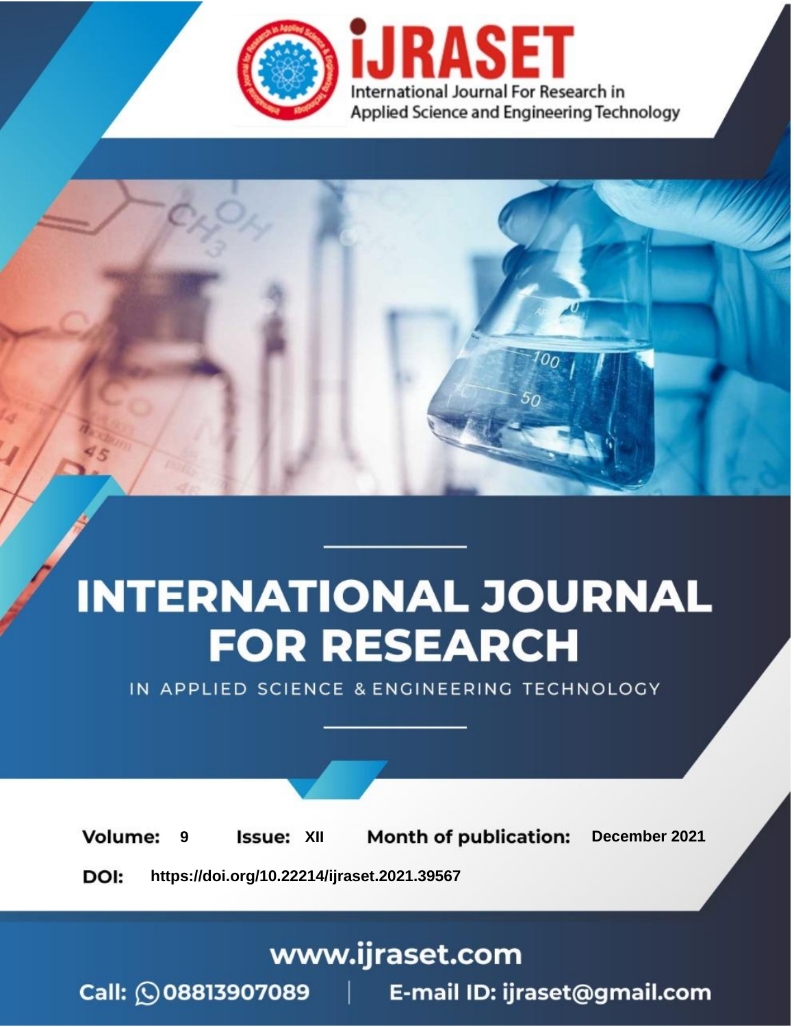iJRASET

International Journal For Research in Applied Science and Engineering Technology

# INTERNATIONAL JOURNAL FOR RESEARCH

IN APPLIED SCIENCE & ENGINEERING TECHNOLOGY

**Volume:** 9 **Issue:** XII **Month of publication:** December 2021

**DOI:** https://doi.org/10.22214/ijraset.2021.39567

www.ijraset.com

Call: 08813907089 | E-mail ID: ijraset@gmail.com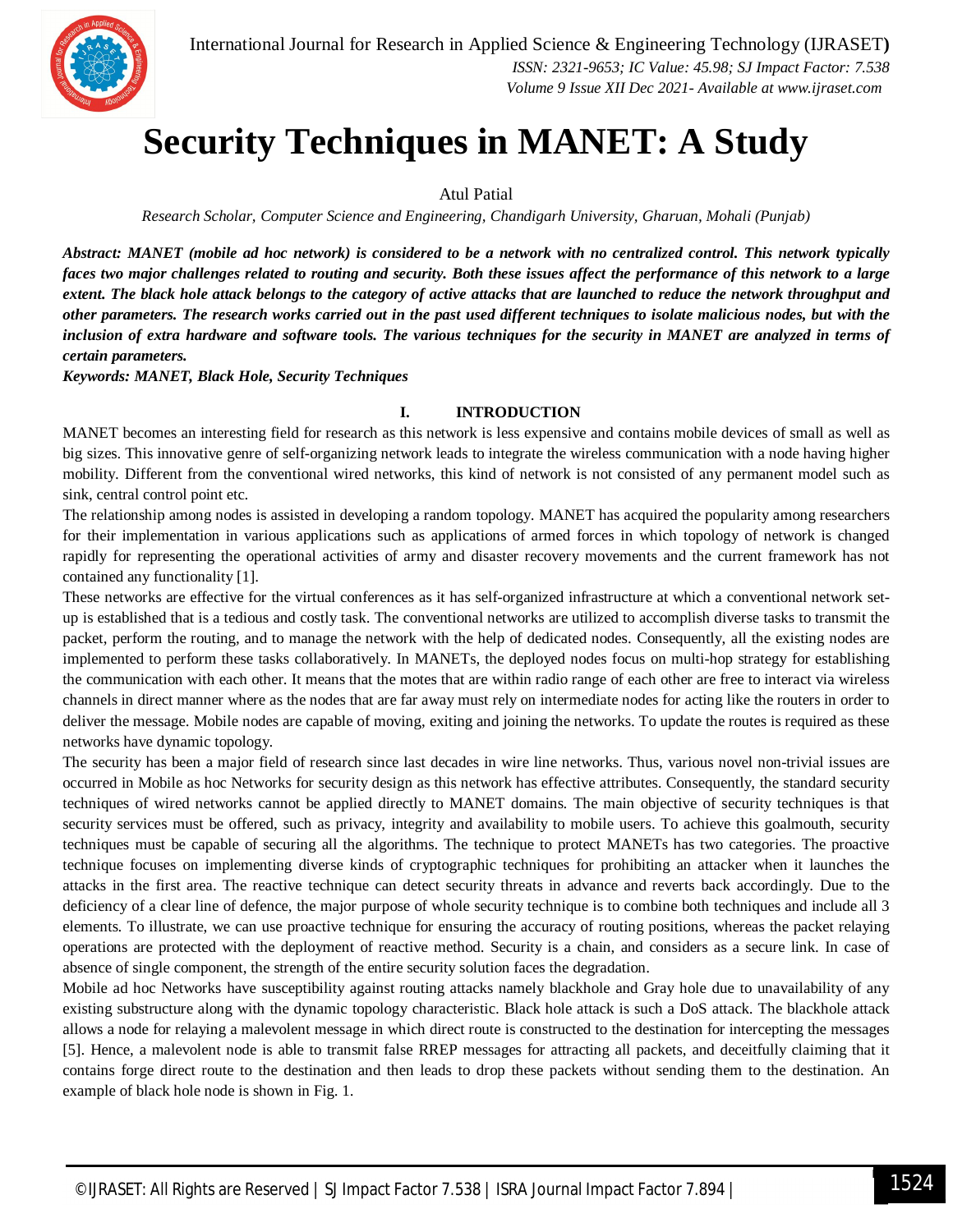# Security Techniques in MANET: A Study

Atul Patial

*Research Scholar, Computer Science and Engineering, Chandigarh University, Gharuan, Mohali (Punjab)*

***Abstract:** MANET (mobile ad hoc network) is considered to be a network with no centralized control. This network typically faces two major challenges related to routing and security. Both these issues affect the performance of this network to a large extent. The black hole attack belongs to the category of active attacks that are launched to reduce the network throughput and other parameters. The research works carried out in the past used different techniques to isolate malicious nodes, but with the inclusion of extra hardware and software tools. The various techniques for the security in MANET are analyzed in terms of certain parameters.*

***Keywords:** MANET, Black Hole, Security Techniques*

## I. INTRODUCTION

MANET becomes an interesting field for research as this network is less expensive and contains mobile devices of small as well as big sizes. This innovative genre of self-organizing network leads to integrate the wireless communication with a node having higher mobility. Different from the conventional wired networks, this kind of network is not consisted of any permanent model such as sink, central control point etc.

The relationship among nodes is assisted in developing a random topology. MANET has acquired the popularity among researchers for their implementation in various applications such as applications of armed forces in which topology of network is changed rapidly for representing the operational activities of army and disaster recovery movements and the current framework has not contained any functionality [1].

These networks are effective for the virtual conferences as it has self-organized infrastructure at which a conventional network set-up is established that is a tedious and costly task. The conventional networks are utilized to accomplish diverse tasks to transmit the packet, perform the routing, and to manage the network with the help of dedicated nodes. Consequently, all the existing nodes are implemented to perform these tasks collaboratively. In MANETs, the deployed nodes focus on multi-hop strategy for establishing the communication with each other. It means that the motes that are within radio range of each other are free to interact via wireless channels in direct manner where as the nodes that are far away must rely on intermediate nodes for acting like the routers in order to deliver the message. Mobile nodes are capable of moving, exiting and joining the networks. To update the routes is required as these networks have dynamic topology.

The security has been a major field of research since last decades in wire line networks. Thus, various novel non-trivial issues are occurred in Mobile as hoc Networks for security design as this network has effective attributes. Consequently, the standard security techniques of wired networks cannot be applied directly to MANET domains. The main objective of security techniques is that security services must be offered, such as privacy, integrity and availability to mobile users. To achieve this goalmouth, security techniques must be capable of securing all the algorithms. The technique to protect MANETs has two categories. The proactive technique focuses on implementing diverse kinds of cryptographic techniques for prohibiting an attacker when it launches the attacks in the first area. The reactive technique can detect security threats in advance and reverts back accordingly. Due to the deficiency of a clear line of defence, the major purpose of whole security technique is to combine both techniques and include all 3 elements. To illustrate, we can use proactive technique for ensuring the accuracy of routing positions, whereas the packet relaying operations are protected with the deployment of reactive method. Security is a chain, and considers as a secure link. In case of absence of single component, the strength of the entire security solution faces the degradation.

Mobile ad hoc Networks have susceptibility against routing attacks namely blackhole and Gray hole due to unavailability of any existing substructure along with the dynamic topology characteristic. Black hole attack is such a DoS attack. The blackhole attack allows a node for relaying a malevolent message in which direct route is constructed to the destination for intercepting the messages [5]. Hence, a malevolent node is able to transmit false RREP messages for attracting all packets, and deceitfully claiming that it contains forge direct route to the destination and then leads to drop these packets without sending them to the destination. An example of black hole node is shown in Fig. 1.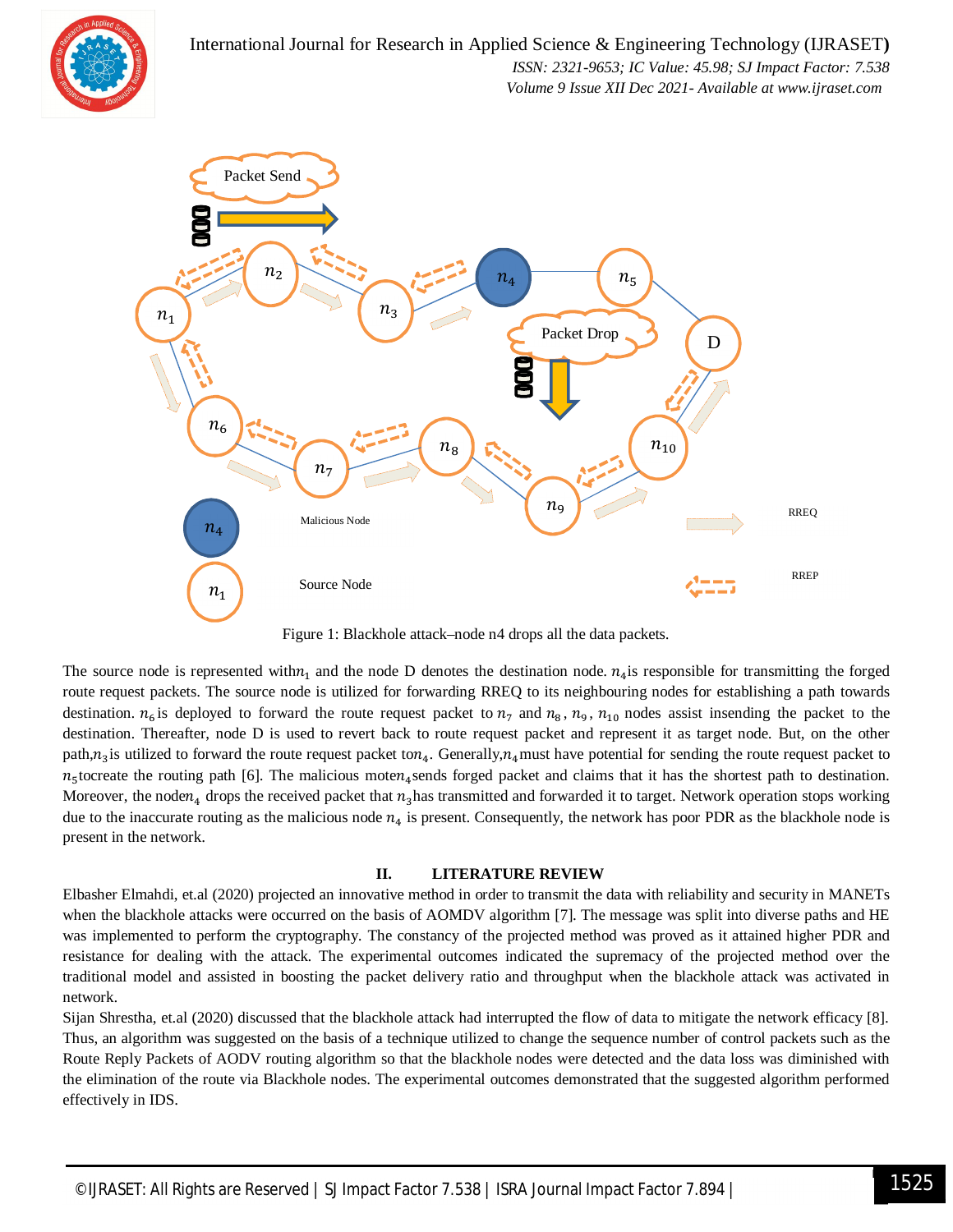Figure 1: Blackhole attack–node n4 drops all the data packets.

The source node is represented with $n_1$ and the node D denotes the destination node. $n_4$ is responsible for transmitting the forged route request packets. The source node is utilized for forwarding RREQ to its neighbouring nodes for establishing a path towards destination. $n_6$ is deployed to forward the route request packet to $n_7$ and $n_8$, $n_9$, $n_{10}$ nodes assist insending the packet to the destination. Thereafter, node D is used to revert back to route request packet and represent it as target node. But, on the other path, $n_3$ is utilized to forward the route request packet to $n_4$. Generally, $n_4$ must have potential for sending the route request packet to $n_5$ tocreate the routing path [6]. The malicious mote $n_4$ sends forged packet and claims that it has the shortest path to destination. Moreover, the node $n_4$ drops the received packet that $n_3$ has transmitted and forwarded it to target. Network operation stops working due to the inaccurate routing as the malicious node $n_4$ is present. Consequently, the network has poor PDR as the blackhole node is present in the network.

## II. LITERATURE REVIEW

Elbasher Elmahdi, et.al (2020) projected an innovative method in order to transmit the data with reliability and security in MANETs when the blackhole attacks were occurred on the basis of AOMDV algorithm [7]. The message was split into diverse paths and HE was implemented to perform the cryptography. The constancy of the projected method was proved as it attained higher PDR and resistance for dealing with the attack. The experimental outcomes indicated the supremacy of the projected method over the traditional model and assisted in boosting the packet delivery ratio and throughput when the blackhole attack was activated in network.

Sijan Shrestha, et.al (2020) discussed that the blackhole attack had interrupted the flow of data to mitigate the network efficacy [8]. Thus, an algorithm was suggested on the basis of a technique utilized to change the sequence number of control packets such as the Route Reply Packets of AODV routing algorithm so that the blackhole nodes were detected and the data loss was diminished with the elimination of the route via Blackhole nodes. The experimental outcomes demonstrated that the suggested algorithm performed effectively in IDS.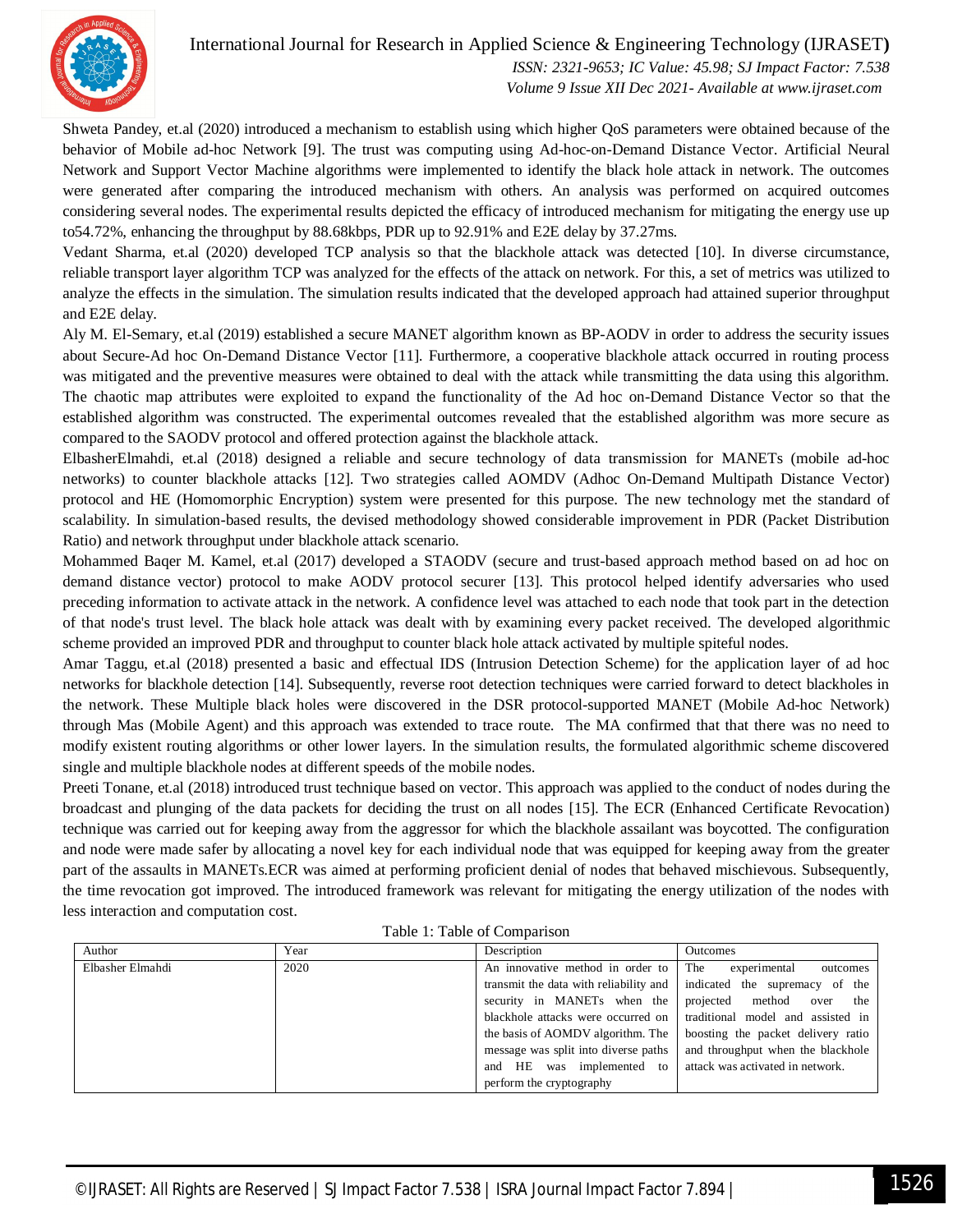Shweta Pandey, et.al (2020) introduced a mechanism to establish using which higher QoS parameters were obtained because of the behavior of Mobile ad-hoc Network [9]. The trust was computing using Ad-hoc-on-Demand Distance Vector. Artificial Neural Network and Support Vector Machine algorithms were implemented to identify the black hole attack in network. The outcomes were generated after comparing the introduced mechanism with others. An analysis was performed on acquired outcomes considering several nodes. The experimental results depicted the efficacy of introduced mechanism for mitigating the energy use up to54.72%, enhancing the throughput by 88.68kbps, PDR up to 92.91% and E2E delay by 37.27ms.

Vedant Sharma, et.al (2020) developed TCP analysis so that the blackhole attack was detected [10]. In diverse circumstance, reliable transport layer algorithm TCP was analyzed for the effects of the attack on network. For this, a set of metrics was utilized to analyze the effects in the simulation. The simulation results indicated that the developed approach had attained superior throughput and E2E delay.

Aly M. El-Semary, et.al (2019) established a secure MANET algorithm known as BP-AODV in order to address the security issues about Secure-Ad hoc On-Demand Distance Vector [11]. Furthermore, a cooperative blackhole attack occurred in routing process was mitigated and the preventive measures were obtained to deal with the attack while transmitting the data using this algorithm. The chaotic map attributes were exploited to expand the functionality of the Ad hoc on-Demand Distance Vector so that the established algorithm was constructed. The experimental outcomes revealed that the established algorithm was more secure as compared to the SAODV protocol and offered protection against the blackhole attack.

ElbasherElmahdi, et.al (2018) designed a reliable and secure technology of data transmission for MANETs (mobile ad-hoc networks) to counter blackhole attacks [12]. Two strategies called AOMDV (Adhoc On-Demand Multipath Distance Vector) protocol and HE (Homomorphic Encryption) system were presented for this purpose. The new technology met the standard of scalability. In simulation-based results, the devised methodology showed considerable improvement in PDR (Packet Distribution Ratio) and network throughput under blackhole attack scenario.

Mohammed Baqer M. Kamel, et.al (2017) developed a STAODV (secure and trust-based approach method based on ad hoc on demand distance vector) protocol to make AODV protocol securer [13]. This protocol helped identify adversaries who used preceding information to activate attack in the network. A confidence level was attached to each node that took part in the detection of that node's trust level. The black hole attack was dealt with by examining every packet received. The developed algorithmic scheme provided an improved PDR and throughput to counter black hole attack activated by multiple spiteful nodes.

Amar Taggu, et.al (2018) presented a basic and effectual IDS (Intrusion Detection Scheme) for the application layer of ad hoc networks for blackhole detection [14]. Subsequently, reverse root detection techniques were carried forward to detect blackholes in the network. These Multiple black holes were discovered in the DSR protocol-supported MANET (Mobile Ad-hoc Network) through Mas (Mobile Agent) and this approach was extended to trace route. The MA confirmed that that there was no need to modify existent routing algorithms or other lower layers. In the simulation results, the formulated algorithmic scheme discovered single and multiple blackhole nodes at different speeds of the mobile nodes.

Preeti Tonane, et.al (2018) introduced trust technique based on vector. This approach was applied to the conduct of nodes during the broadcast and plunging of the data packets for deciding the trust on all nodes [15]. The ECR (Enhanced Certificate Revocation) technique was carried out for keeping away from the aggressor for which the blackhole assailant was boycotted. The configuration and node were made safer by allocating a novel key for each individual node that was equipped for keeping away from the greater part of the assaults in MANETs.ECR was aimed at performing proficient denial of nodes that behaved mischievous. Subsequently, the time revocation got improved. The introduced framework was relevant for mitigating the energy utilization of the nodes with less interaction and computation cost.

Table 1: Table of Comparison

| Author | Year | Description | Outcomes |
|---|---|---|---|
| Elbasher Elmahdi | 2020 | An innovative method in order to transmit the data with reliability and security in MANETs when the blackhole attacks were occurred on the basis of AOMDV algorithm. The message was split into diverse paths and HE was implemented to perform the cryptography | The experimental outcomes indicated the supremacy of the projected method over the traditional model and assisted in boosting the packet delivery ratio and throughput when the blackhole attack was activated in network. |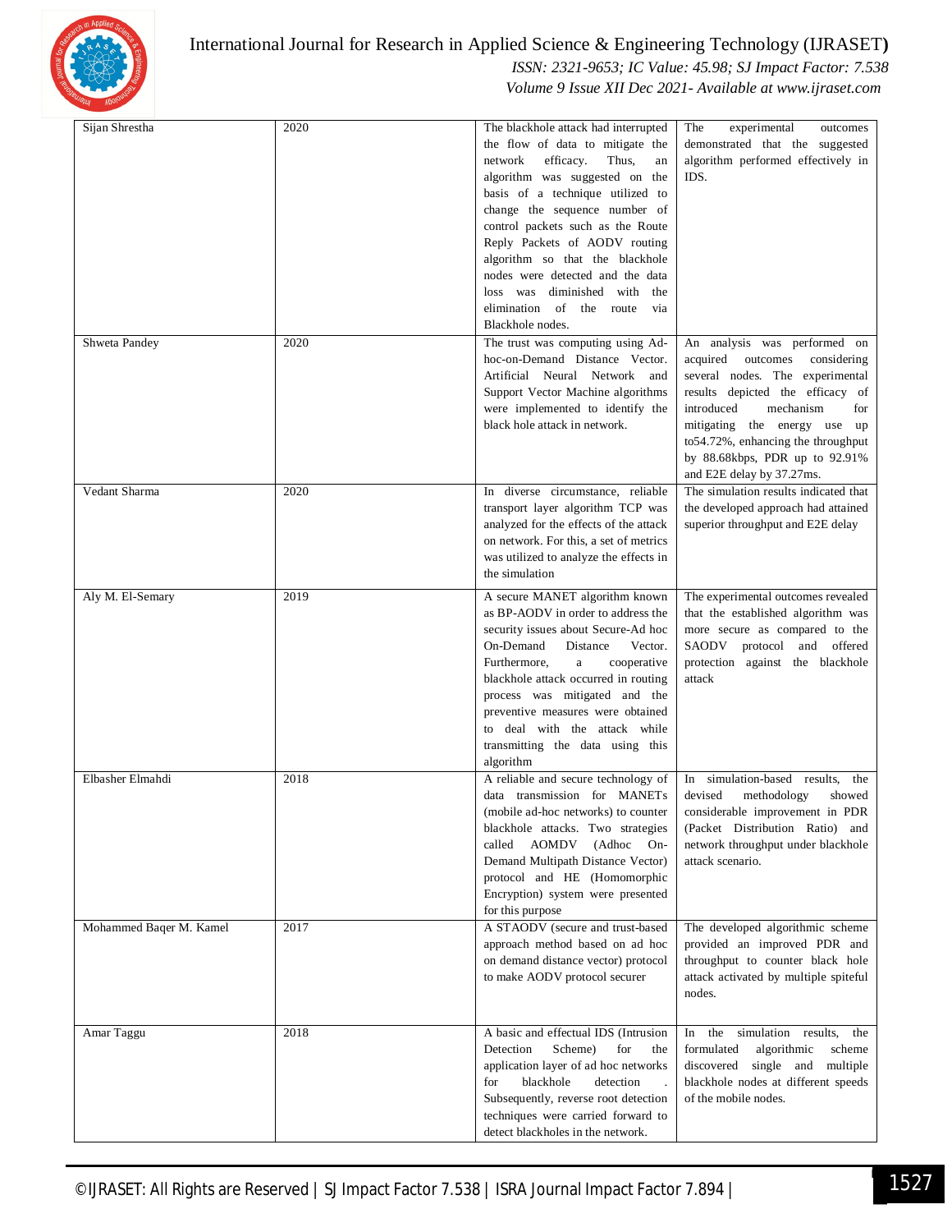| Sijan Shrestha | 2020 | The blackhole attack had interrupted the flow of data to mitigate the network efficacy. Thus, an algorithm was suggested on the basis of a technique utilized to change the sequence number of control packets such as the Route Reply Packets of AODV routing algorithm so that the blackhole nodes were detected and the data loss was diminished with the elimination of the route via Blackhole nodes. | The experimental outcomes demonstrated that the suggested algorithm performed effectively in IDS. |
|---|---|---|---|
| Shweta Pandey | 2020 | The trust was computing using Ad-hoc-on-Demand Distance Vector. Artificial Neural Network and Support Vector Machine algorithms were implemented to identify the black hole attack in network. | An analysis was performed on acquired outcomes considering several nodes. The experimental results depicted the efficacy of introduced mechanism for mitigating the energy use up to54.72%, enhancing the throughput by 88.68kbps, PDR up to 92.91% and E2E delay by 37.27ms. |
| Vedant Sharma | 2020 | In diverse circumstance, reliable transport layer algorithm TCP was analyzed for the effects of the attack on network. For this, a set of metrics was utilized to analyze the effects in the simulation | The simulation results indicated that the developed approach had attained superior throughput and E2E delay |
| Aly M. El-Semary | 2019 | A secure MANET algorithm known as BP-AODV in order to address the security issues about Secure-Ad hoc On-Demand Distance Vector. Furthermore, a cooperative blackhole attack occurred in routing process was mitigated and the preventive measures were obtained to deal with the attack while transmitting the data using this algorithm | The experimental outcomes revealed that the established algorithm was more secure as compared to the SAODV protocol and offered protection against the blackhole attack |
| Elbasher Elmahdi | 2018 | A reliable and secure technology of data transmission for MANETs (mobile ad-hoc networks) to counter blackhole attacks. Two strategies called AOMDV (Adhoc On-Demand Multipath Distance Vector) protocol and HE (Homomorphic Encryption) system were presented for this purpose | In simulation-based results, the devised methodology showed considerable improvement in PDR (Packet Distribution Ratio) and network throughput under blackhole attack scenario. |
| Mohammed Baqer M. Kamel | 2017 | A STAODV (secure and trust-based approach method based on ad hoc on demand distance vector) protocol to make AODV protocol securer | The developed algorithmic scheme provided an improved PDR and throughput to counter black hole attack activated by multiple spiteful nodes. |
| Amar Taggu | 2018 | A basic and effectual IDS (Intrusion Detection Scheme) for the application layer of ad hoc networks for blackhole detection . Subsequently, reverse root detection techniques were carried forward to detect blackholes in the network. | In the simulation results, the formulated algorithmic scheme discovered single and multiple blackhole nodes at different speeds of the mobile nodes. |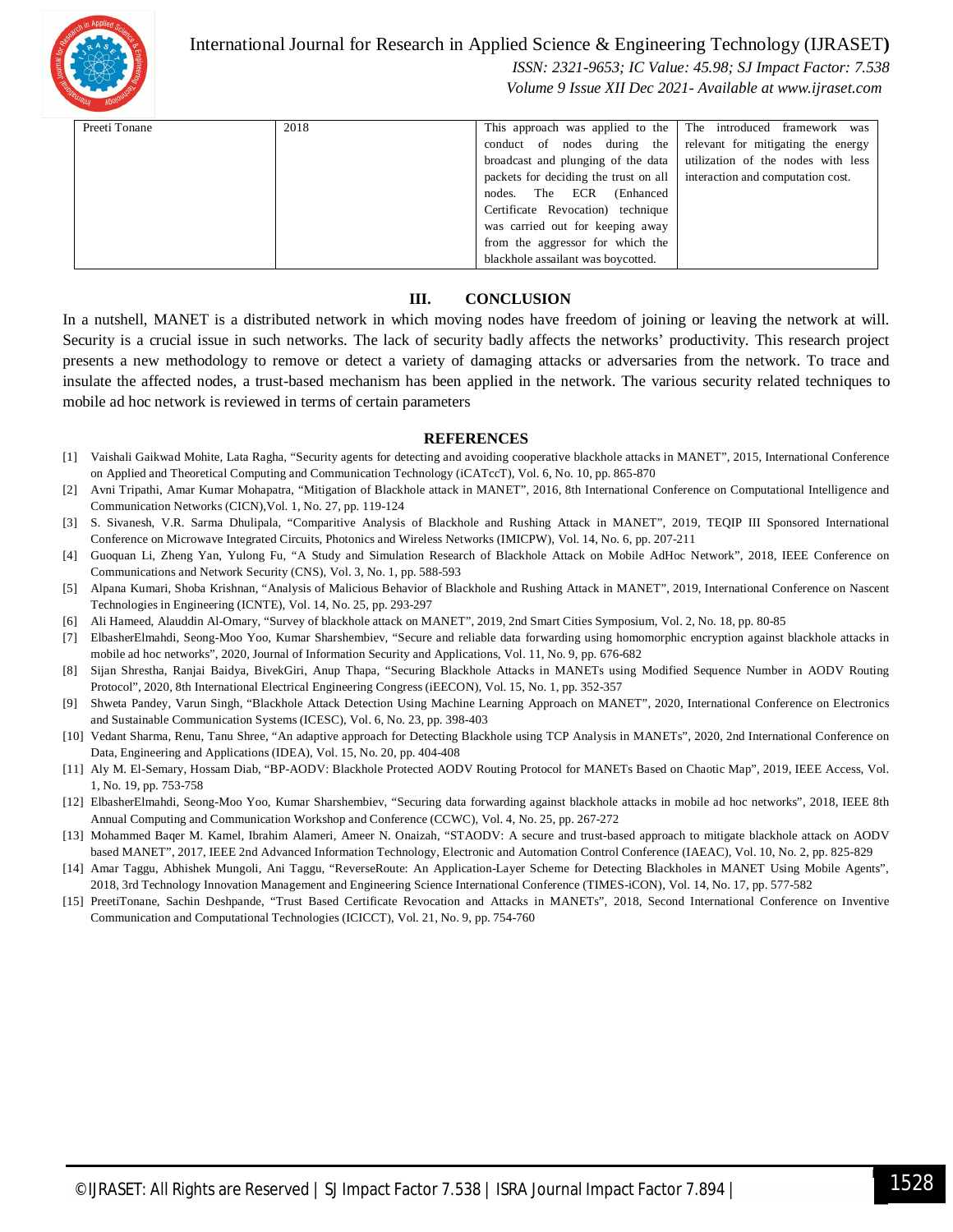| Preeti Tonane | 2018 | This approach was applied to the conduct of nodes during the broadcast and plunging of the data packets for deciding the trust on all nodes. The ECR (Enhanced Certificate Revocation) technique was carried out for keeping away from the aggressor for which the blackhole assailant was boycotted. | The introduced framework was relevant for mitigating the energy utilization of the nodes with less interaction and computation cost. |
|---|---|---|---|

## III. CONCLUSION

In a nutshell, MANET is a distributed network in which moving nodes have freedom of joining or leaving the network at will. Security is a crucial issue in such networks. The lack of security badly affects the networks' productivity. This research project presents a new methodology to remove or detect a variety of damaging attacks or adversaries from the network. To trace and insulate the affected nodes, a trust-based mechanism has been applied in the network. The various security related techniques to mobile ad hoc network is reviewed in terms of certain parameters

## REFERENCES

[1] Vaishali Gaikwad Mohite, Lata Ragha, "Security agents for detecting and avoiding cooperative blackhole attacks in MANET", 2015, International Conference on Applied and Theoretical Computing and Communication Technology (iCATccT), Vol. 6, No. 10, pp. 865-870

[2] Avni Tripathi, Amar Kumar Mohapatra, "Mitigation of Blackhole attack in MANET", 2016, 8th International Conference on Computational Intelligence and Communication Networks (CICN),Vol. 1, No. 27, pp. 119-124

[3] S. Sivanesh, V.R. Sarma Dhulipala, "Comparitive Analysis of Blackhole and Rushing Attack in MANET", 2019, TEQIP III Sponsored International Conference on Microwave Integrated Circuits, Photonics and Wireless Networks (IMICPW), Vol. 14, No. 6, pp. 207-211

[4] Guoquan Li, Zheng Yan, Yulong Fu, "A Study and Simulation Research of Blackhole Attack on Mobile AdHoc Network", 2018, IEEE Conference on Communications and Network Security (CNS), Vol. 3, No. 1, pp. 588-593

[5] Alpana Kumari, Shoba Krishnan, "Analysis of Malicious Behavior of Blackhole and Rushing Attack in MANET", 2019, International Conference on Nascent Technologies in Engineering (ICNTE), Vol. 14, No. 25, pp. 293-297

[6] Ali Hameed, Alauddin Al-Omary, "Survey of blackhole attack on MANET", 2019, 2nd Smart Cities Symposium, Vol. 2, No. 18, pp. 80-85

[7] ElbasherElmahdi, Seong-Moo Yoo, Kumar Sharshembiev, "Secure and reliable data forwarding using homomorphic encryption against blackhole attacks in mobile ad hoc networks", 2020, Journal of Information Security and Applications, Vol. 11, No. 9, pp. 676-682

[8] Sijan Shrestha, Ranjai Baidya, BivekGiri, Anup Thapa, "Securing Blackhole Attacks in MANETs using Modified Sequence Number in AODV Routing Protocol", 2020, 8th International Electrical Engineering Congress (iEECON), Vol. 15, No. 1, pp. 352-357

[9] Shweta Pandey, Varun Singh, "Blackhole Attack Detection Using Machine Learning Approach on MANET", 2020, International Conference on Electronics and Sustainable Communication Systems (ICESC), Vol. 6, No. 23, pp. 398-403

[10] Vedant Sharma, Renu, Tanu Shree, "An adaptive approach for Detecting Blackhole using TCP Analysis in MANETs", 2020, 2nd International Conference on Data, Engineering and Applications (IDEA), Vol. 15, No. 20, pp. 404-408

[11] Aly M. El-Semary, Hossam Diab, "BP-AODV: Blackhole Protected AODV Routing Protocol for MANETs Based on Chaotic Map", 2019, IEEE Access, Vol. 1, No. 19, pp. 753-758

[12] ElbasherElmahdi, Seong-Moo Yoo, Kumar Sharshembiev, "Securing data forwarding against blackhole attacks in mobile ad hoc networks", 2018, IEEE 8th Annual Computing and Communication Workshop and Conference (CCWC), Vol. 4, No. 25, pp. 267-272

[13] Mohammed Baqer M. Kamel, Ibrahim Alameri, Ameer N. Onaizah, "STAODV: A secure and trust-based approach to mitigate blackhole attack on AODV based MANET", 2017, IEEE 2nd Advanced Information Technology, Electronic and Automation Control Conference (IAEAC), Vol. 10, No. 2, pp. 825-829

[14] Amar Taggu, Abhishek Mungoli, Ani Taggu, "ReverseRoute: An Application-Layer Scheme for Detecting Blackholes in MANET Using Mobile Agents", 2018, 3rd Technology Innovation Management and Engineering Science International Conference (TIMES-iCON), Vol. 14, No. 17, pp. 577-582

[15] PreetiTonane, Sachin Deshpande, "Trust Based Certificate Revocation and Attacks in MANETs", 2018, Second International Conference on Inventive Communication and Computational Technologies (ICICCT), Vol. 21, No. 9, pp. 754-760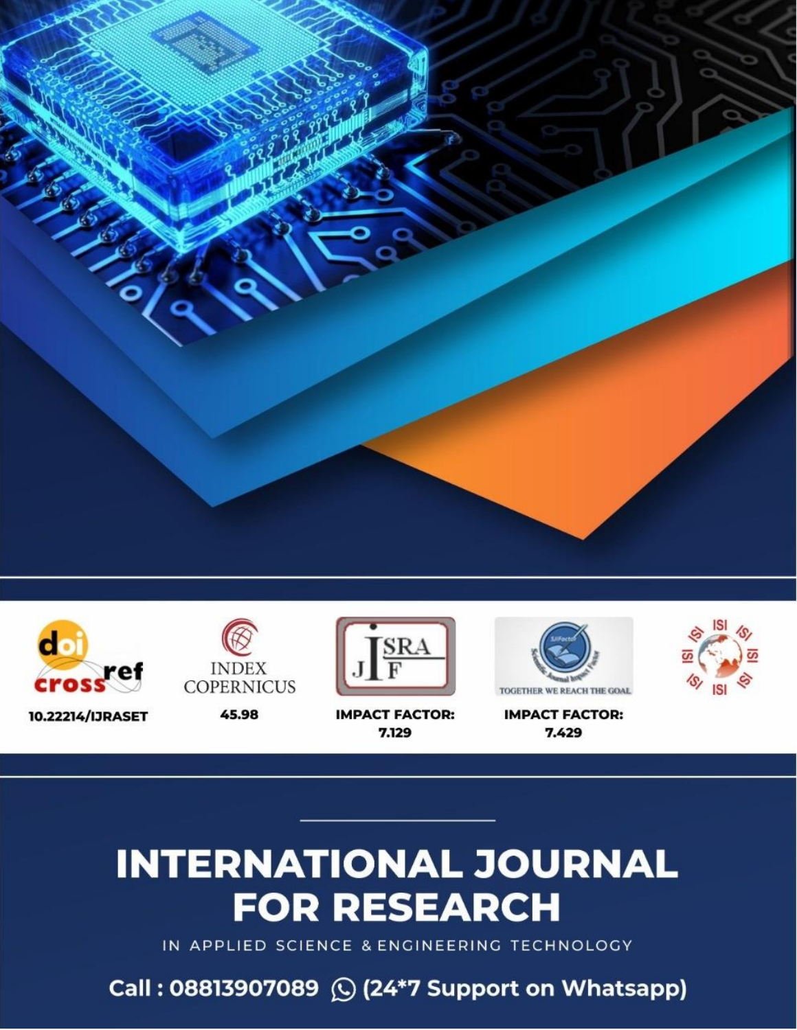10.22214/IJRASET

INDEX COPERNICUS

45.98

IMPACT FACTOR: 7.129

IMPACT FACTOR: 7.429

TOGETHER WE REACH THE GOAL

# INTERNATIONAL JOURNAL FOR RESEARCH

IN APPLIED SCIENCE & ENGINEERING TECHNOLOGY

Call : 08813907089 (24*7 Support on Whatsapp)